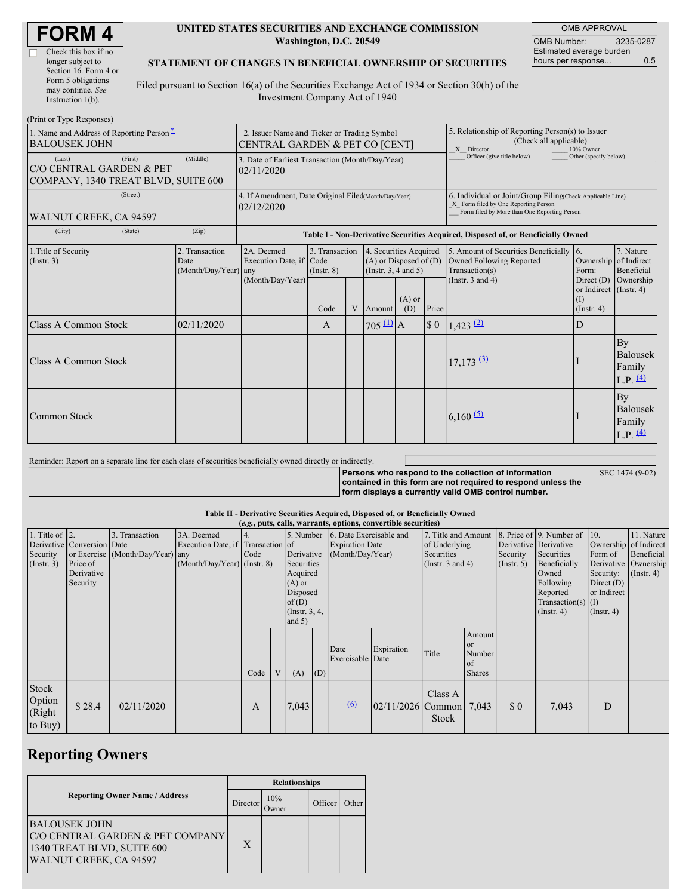# FORM 4

☐ Check this box if no longer subject to Section 16. Form 4 or Form 5 obligations may continue. *See* Instruction 1(b).

**UNITED STATES SECURITIES AND EXCHANGE COMMISSION**
**Washington, D.C. 20549**

**STATEMENT OF CHANGES IN BENEFICIAL OWNERSHIP OF SECURITIES**

Filed pursuant to Section 16(a) of the Securities Exchange Act of 1934 or Section 30(h) of the Investment Company Act of 1940

| OMB APPROVAL | |
|---|---|
| OMB Number: | 3235-0287 |
| Estimated average burden hours per response... | 0.5 |

(Print or Type Responses)

| 1. Name and Address of Reporting Person* | 2. Issuer Name and Ticker or Trading Symbol | 5. Relationship of Reporting Person(s) to Issuer (Check all applicable) |
|---|---|---|
| BALOUSEK JOHN | CENTRAL GARDEN & PET CO [CENT] | _X_ Director ___ 10% Owner ___ Officer (give title below) ___ Other (specify below) |
| (Last) (First) (Middle) C/O CENTRAL GARDEN & PET COMPANY, 1340 TREAT BLVD, SUITE 600 | 3. Date of Earliest Transaction (Month/Day/Year) 02/11/2020 | |
| (Street) WALNUT CREEK, CA 94597 | 4. If Amendment, Date Original Filed (Month/Day/Year) 02/12/2020 | 6. Individual or Joint/Group Filing (Check Applicable Line) _X_ Form filed by One Reporting Person ___ Form filed by More than One Reporting Person |
| (City) (State) (Zip) | | |

**Table I - Non-Derivative Securities Acquired, Disposed of, or Beneficially Owned**

| 1.Title of Security (Instr. 3) | 2. Transaction Date (Month/Day/Year) | 2A. Deemed Execution Date, if any (Month/Day/Year) | 3. Transaction Code (Instr. 8) | | 4. Securities Acquired (A) or Disposed of (D) (Instr. 3, 4 and 5) | | | 5. Amount of Securities Beneficially Owned Following Reported Transaction(s) (Instr. 3 and 4) | 6. Ownership Form: Direct (D) or Indirect (I) (Instr. 4) | 7. Nature of Indirect Beneficial Ownership (Instr. 4) |
|---|---|---|---|---|---|---|---|---|---|---|
| | | | Code | V | Amount | (A) or (D) | Price | | | |
| Class A Common Stock | 02/11/2020 | | A | | 705 (1) | A | $ 0 | 1,423 (2) | D | |
| Class A Common Stock | | | | | | | | 17,173 (3) | I | By Balousek Family L.P. (4) |
| Common Stock | | | | | | | | 6,160 (5) | I | By Balousek Family L.P. (4) |

Reminder: Report on a separate line for each class of securities beneficially owned directly or indirectly.

**Persons who respond to the collection of information contained in this form are not required to respond unless the form displays a currently valid OMB control number.** SEC 1474 (9-02)

**Table II - Derivative Securities Acquired, Disposed of, or Beneficially Owned**
**(*e.g.*, puts, calls, warrants, options, convertible securities)**

| 1. Title of Derivative Security (Instr. 3) | 2. Conversion or Exercise Price of Derivative Security | 3. Transaction Date (Month/Day/Year) | 3A. Deemed Execution Date, if any (Month/Day/Year) | 4. Transaction Code (Instr. 8) | | 5. Number of Derivative Securities Acquired (A) or Disposed of (D) (Instr. 3, 4, and 5) | | 6. Date Exercisable and Expiration Date (Month/Day/Year) | | 7. Title and Amount of Underlying Securities (Instr. 3 and 4) | | 8. Price of Derivative Security (Instr. 5) | 9. Number of Derivative Securities Beneficially Owned Following Reported Transaction(s) (Instr. 4) | 10. Ownership Form of Derivative Security: Direct (D) or Indirect (I) (Instr. 4) | 11. Nature of Indirect Beneficial Ownership (Instr. 4) |
|---|---|---|---|---|---|---|---|---|---|---|---|---|---|---|---|
| | | | | Code | V | (A) | (D) | Date Exercisable | Expiration Date | Title | Amount or Number of Shares | | | | |
| Stock Option (Right to Buy) | $ 28.4 | 02/11/2020 | | A | | 7,043 | | (6) | 02/11/2026 | Class A Common Stock | 7,043 | $ 0 | 7,043 | D | |

## Reporting Owners

| Reporting Owner Name / Address | Relationships | | | |
|---|---|---|---|---|
| | Director | 10% Owner | Officer | Other |
| BALOUSEK JOHN<br>C/O CENTRAL GARDEN & PET COMPANY<br>1340 TREAT BLVD, SUITE 600<br>WALNUT CREEK, CA 94597 | X | | | |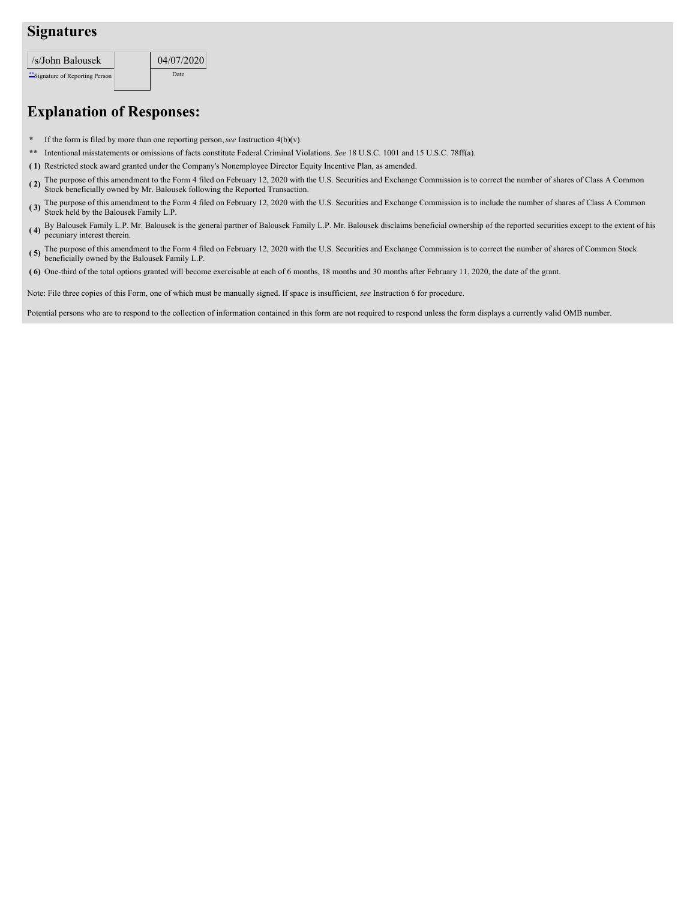## Signatures

| | | |
|---|---|---|
| /s/John Balousek | | 04/07/2020 |
| **Signature of Reporting Person | | Date |

## Explanation of Responses:

- \* If the form is filed by more than one reporting person, *see* Instruction 4(b)(v).
- \*\* Intentional misstatements or omissions of facts constitute Federal Criminal Violations. *See* 18 U.S.C. 1001 and 15 U.S.C. 78ff(a).
- **( 1)** Restricted stock award granted under the Company's Nonemployee Director Equity Incentive Plan, as amended.
- **( 2)** The purpose of this amendment to the Form 4 filed on February 12, 2020 with the U.S. Securities and Exchange Commission is to correct the number of shares of Class A Common Stock beneficially owned by Mr. Balousek following the Reported Transaction.
- **( 3)** The purpose of this amendment to the Form 4 filed on February 12, 2020 with the U.S. Securities and Exchange Commission is to include the number of shares of Class A Common Stock held by the Balousek Family L.P.
- **( 4)** By Balousek Family L.P. Mr. Balousek is the general partner of Balousek Family L.P. Mr. Balousek disclaims beneficial ownership of the reported securities except to the extent of his pecuniary interest therein.
- **( 5)** The purpose of this amendment to the Form 4 filed on February 12, 2020 with the U.S. Securities and Exchange Commission is to correct the number of shares of Common Stock beneficially owned by the Balousek Family L.P.
- **( 6)** One-third of the total options granted will become exercisable at each of 6 months, 18 months and 30 months after February 11, 2020, the date of the grant.

Note: File three copies of this Form, one of which must be manually signed. If space is insufficient, *see* Instruction 6 for procedure.

Potential persons who are to respond to the collection of information contained in this form are not required to respond unless the form displays a currently valid OMB number.